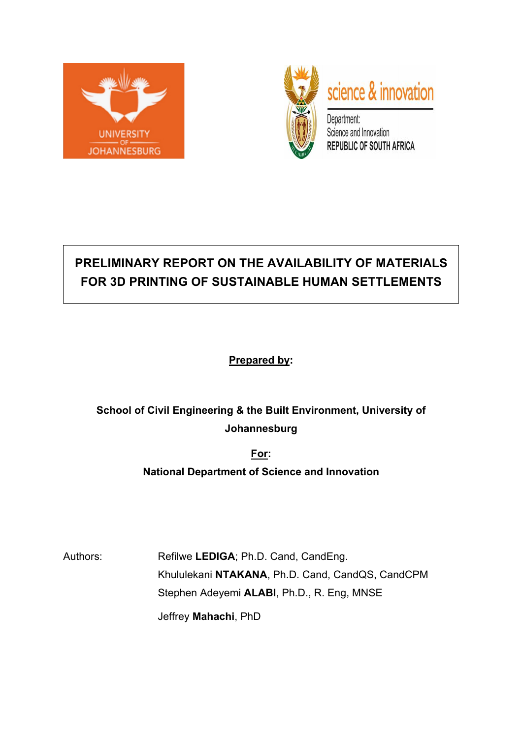UNIVERSITY OF JOHANNESBURG

science & innovation

Department: Science and Innovation
REPUBLIC OF SOUTH AFRICA

# PRELIMINARY REPORT ON THE AVAILABILITY OF MATERIALS FOR 3D PRINTING OF SUSTAINABLE HUMAN SETTLEMENTS

**Prepared by:**

**School of Civil Engineering & the Built Environment, University of Johannesburg**

**For:**

**National Department of Science and Innovation**

Authors:

Refilwe **LEDIGA**; Ph.D. Cand, CandEng.
Khululekani **NTAKANA**, Ph.D. Cand, CandQS, CandCPM
Stephen Adeyemi **ALABI**, Ph.D., R. Eng, MNSE
Jeffrey **Mahachi**, PhD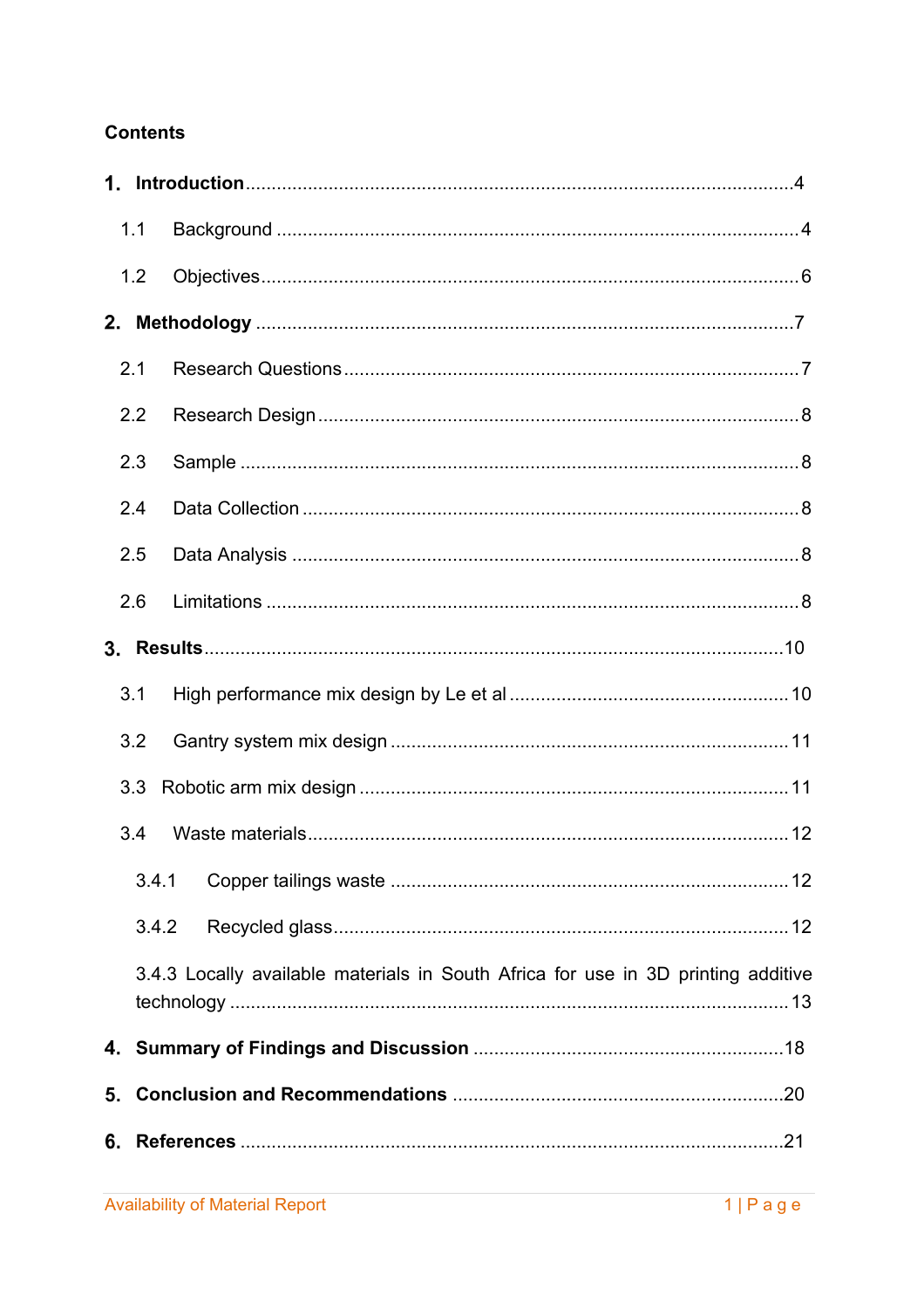**Contents**

**1. Introduction** ........................................................................................................ 4

1.1 Background .................................................................................................... 4

1.2 Objectives ....................................................................................................... 6

**2. Methodology** ...................................................................................................... 7

2.1 Research Questions ....................................................................................... 7

2.2 Research Design ........................................................................................... 8

2.3 Sample ........................................................................................................... 8

2.4 Data Collection ............................................................................................... 8

2.5 Data Analysis ................................................................................................. 8

2.6 Limitations ..................................................................................................... 8

**3. Results** ............................................................................................................. 10

3.1 High performance mix design by Le et al ..................................................... 10

3.2 Gantry system mix design ............................................................................ 11

3.3 Robotic arm mix design ................................................................................ 11

3.4 Waste materials ............................................................................................ 12

3.4.1 Copper tailings waste ............................................................................ 12

3.4.2 Recycled glass ...................................................................................... 12

3.4.3 Locally available materials in South Africa for use in 3D printing additive technology ......................................................................................................... 13

**4. Summary of Findings and Discussion** ............................................................ 18

**5. Conclusion and Recommendations** ............................................................... 20

**6. References** ...................................................................................................... 21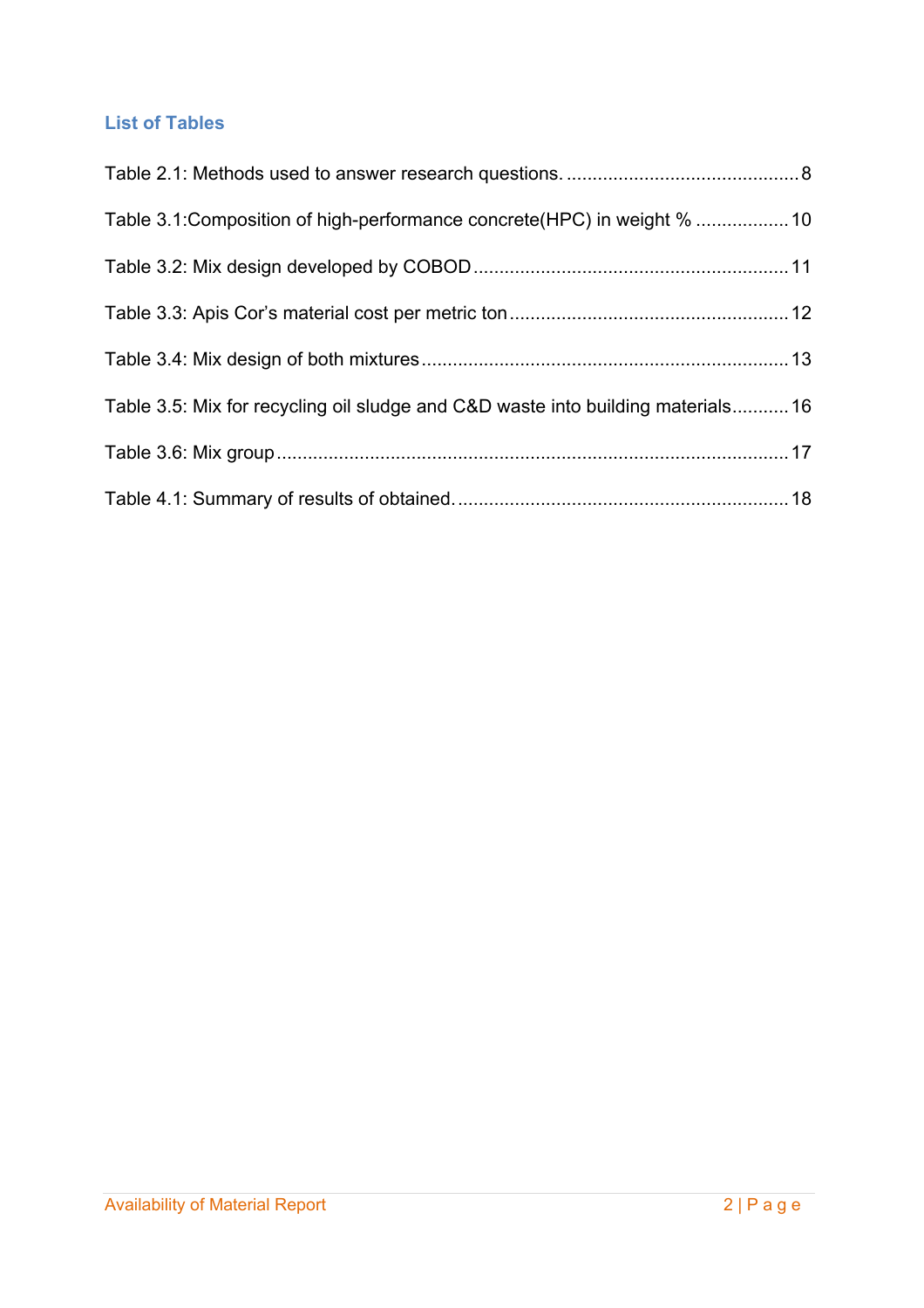## List of Tables

Table 2.1: Methods used to answer research questions. ............................................ 8

Table 3.1:Composition of high-performance concrete(HPC) in weight % .................. 10

Table 3.2: Mix design developed by COBOD ............................................................ 11

Table 3.3: Apis Cor's material cost per metric ton ..................................................... 12

Table 3.4: Mix design of both mixtures ...................................................................... 13

Table 3.5: Mix for recycling oil sludge and C&D waste into building materials........... 16

Table 3.6: Mix group .................................................................................................. 17

Table 4.1: Summary of results of obtained. ................................................................ 18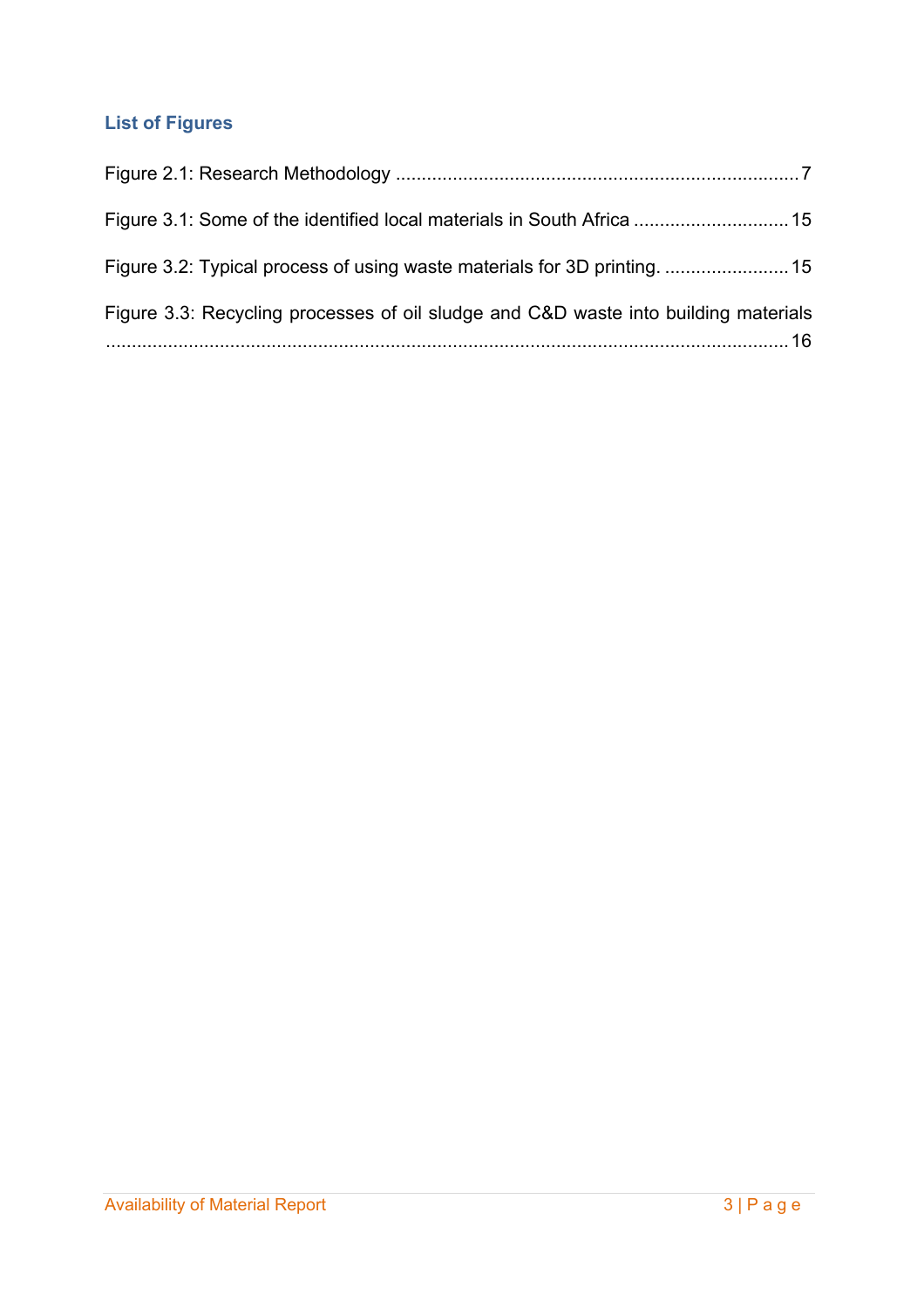## List of Figures

Figure 2.1: Research Methodology ............................................................................. 7

Figure 3.1: Some of the identified local materials in South Africa .............................. 15

Figure 3.2: Typical process of using waste materials for 3D printing. ........................ 15

Figure 3.3: Recycling processes of oil sludge and C&D waste into building materials .................................................................................................................... 16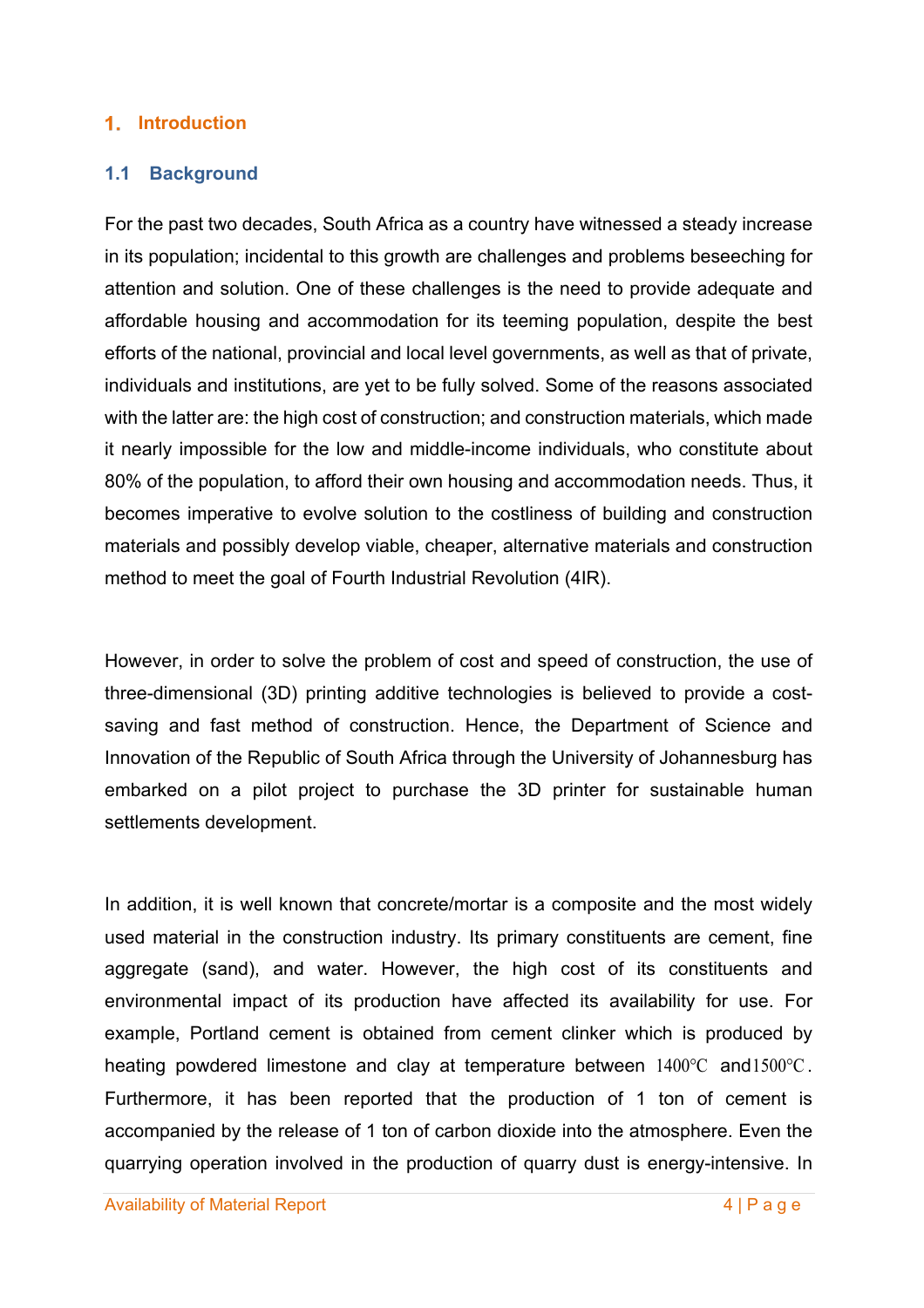# 1. Introduction

## 1.1 Background

For the past two decades, South Africa as a country have witnessed a steady increase in its population; incidental to this growth are challenges and problems beseeching for attention and solution. One of these challenges is the need to provide adequate and affordable housing and accommodation for its teeming population, despite the best efforts of the national, provincial and local level governments, as well as that of private, individuals and institutions, are yet to be fully solved. Some of the reasons associated with the latter are: the high cost of construction; and construction materials, which made it nearly impossible for the low and middle-income individuals, who constitute about 80% of the population, to afford their own housing and accommodation needs. Thus, it becomes imperative to evolve solution to the costliness of building and construction materials and possibly develop viable, cheaper, alternative materials and construction method to meet the goal of Fourth Industrial Revolution (4IR).

However, in order to solve the problem of cost and speed of construction, the use of three-dimensional (3D) printing additive technologies is believed to provide a cost-saving and fast method of construction. Hence, the Department of Science and Innovation of the Republic of South Africa through the University of Johannesburg has embarked on a pilot project to purchase the 3D printer for sustainable human settlements development.

In addition, it is well known that concrete/mortar is a composite and the most widely used material in the construction industry. Its primary constituents are cement, fine aggregate (sand), and water. However, the high cost of its constituents and environmental impact of its production have affected its availability for use. For example, Portland cement is obtained from cement clinker which is produced by heating powdered limestone and clay at temperature between $1400°C$ and $1500°C$. Furthermore, it has been reported that the production of 1 ton of cement is accompanied by the release of 1 ton of carbon dioxide into the atmosphere. Even the quarrying operation involved in the production of quarry dust is energy-intensive. In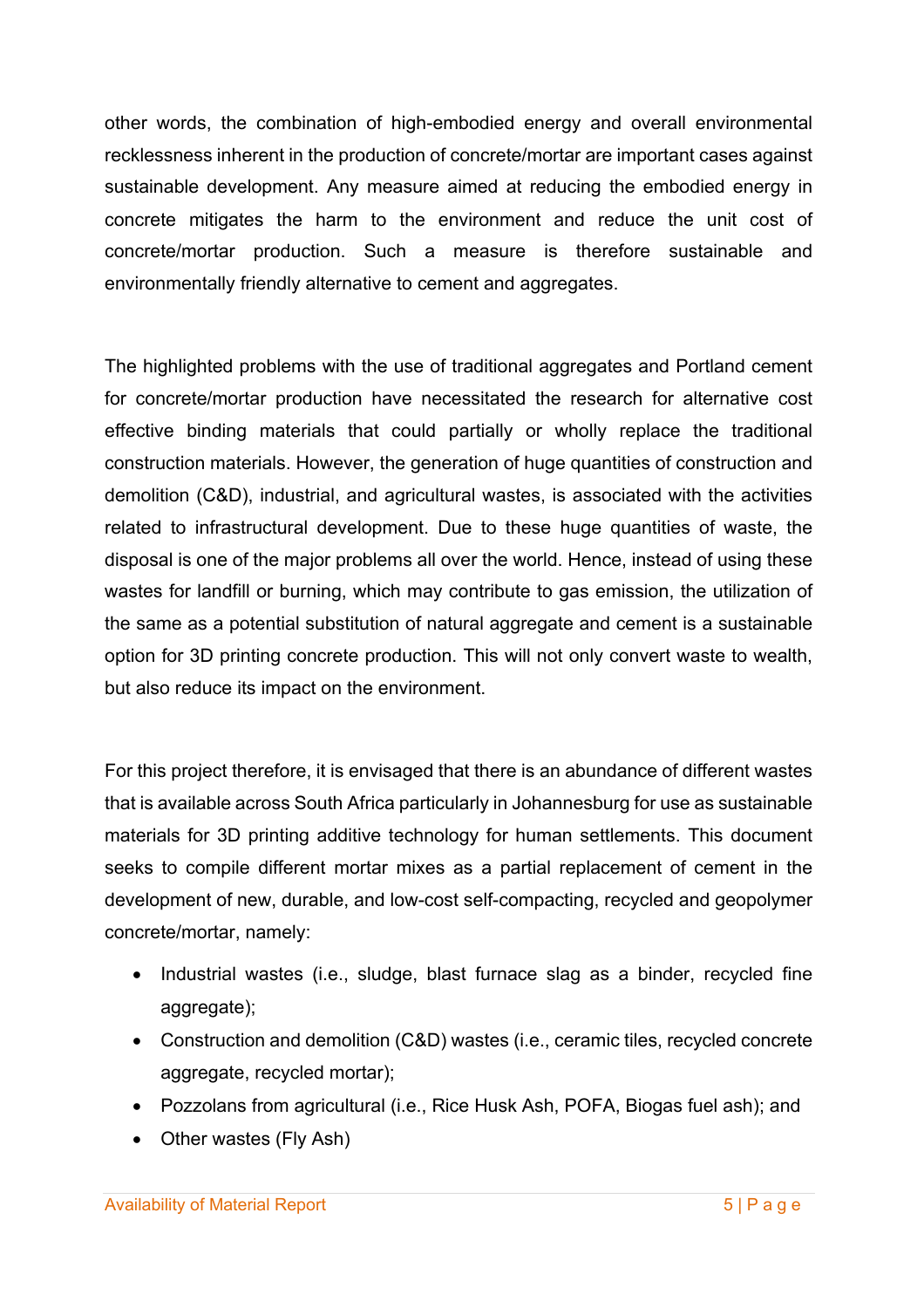other words, the combination of high-embodied energy and overall environmental recklessness inherent in the production of concrete/mortar are important cases against sustainable development. Any measure aimed at reducing the embodied energy in concrete mitigates the harm to the environment and reduce the unit cost of concrete/mortar production. Such a measure is therefore sustainable and environmentally friendly alternative to cement and aggregates.

The highlighted problems with the use of traditional aggregates and Portland cement for concrete/mortar production have necessitated the research for alternative cost effective binding materials that could partially or wholly replace the traditional construction materials. However, the generation of huge quantities of construction and demolition (C&D), industrial, and agricultural wastes, is associated with the activities related to infrastructural development. Due to these huge quantities of waste, the disposal is one of the major problems all over the world. Hence, instead of using these wastes for landfill or burning, which may contribute to gas emission, the utilization of the same as a potential substitution of natural aggregate and cement is a sustainable option for 3D printing concrete production. This will not only convert waste to wealth, but also reduce its impact on the environment.

For this project therefore, it is envisaged that there is an abundance of different wastes that is available across South Africa particularly in Johannesburg for use as sustainable materials for 3D printing additive technology for human settlements. This document seeks to compile different mortar mixes as a partial replacement of cement in the development of new, durable, and low-cost self-compacting, recycled and geopolymer concrete/mortar, namely:

- Industrial wastes (i.e., sludge, blast furnace slag as a binder, recycled fine aggregate);
- Construction and demolition (C&D) wastes (i.e., ceramic tiles, recycled concrete aggregate, recycled mortar);
- Pozzolans from agricultural (i.e., Rice Husk Ash, POFA, Biogas fuel ash); and
- Other wastes (Fly Ash)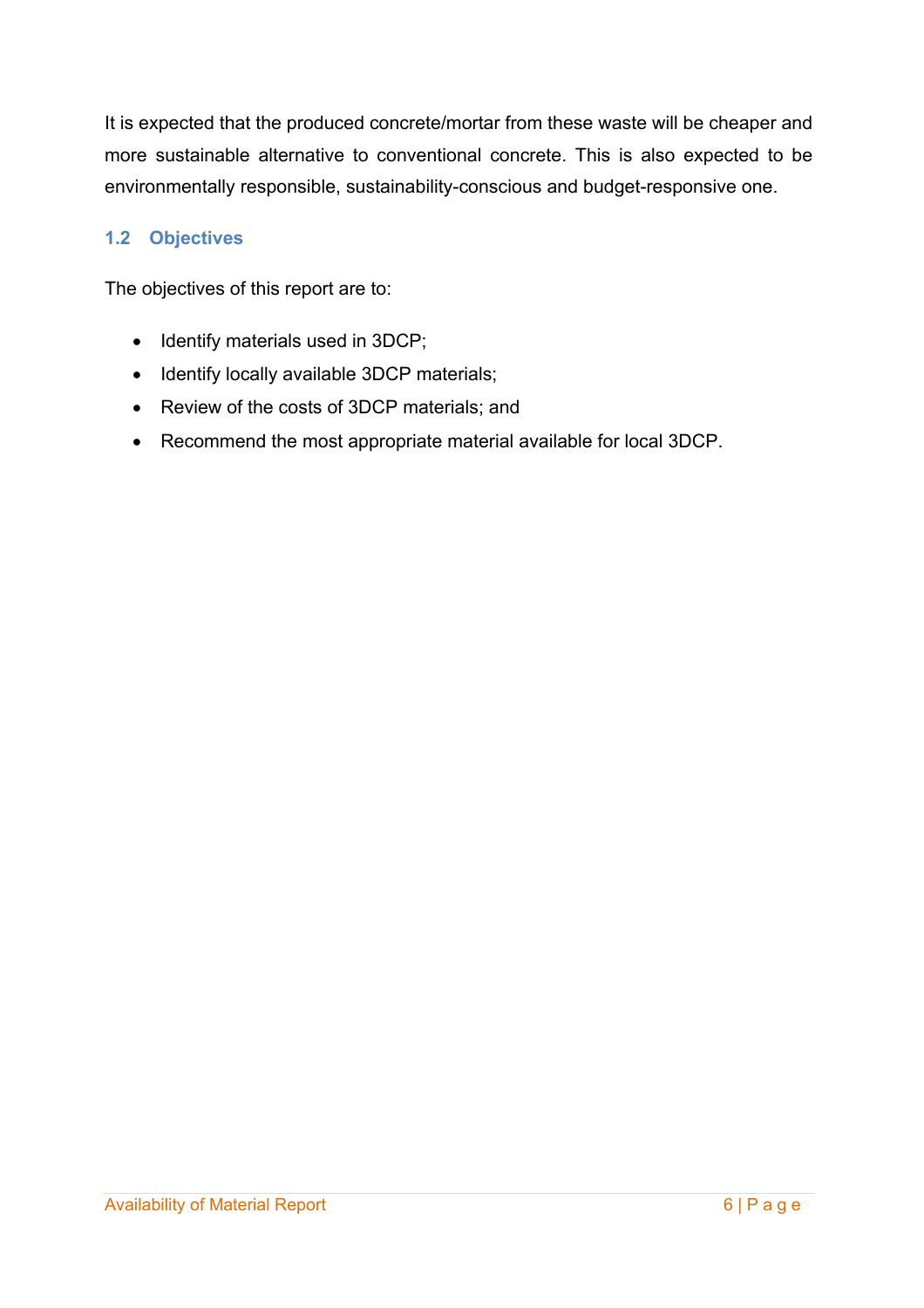It is expected that the produced concrete/mortar from these waste will be cheaper and more sustainable alternative to conventional concrete. This is also expected to be environmentally responsible, sustainability-conscious and budget-responsive one.

## 1.2 Objectives

The objectives of this report are to:

- Identify materials used in 3DCP;
- Identify locally available 3DCP materials;
- Review of the costs of 3DCP materials; and
- Recommend the most appropriate material available for local 3DCP.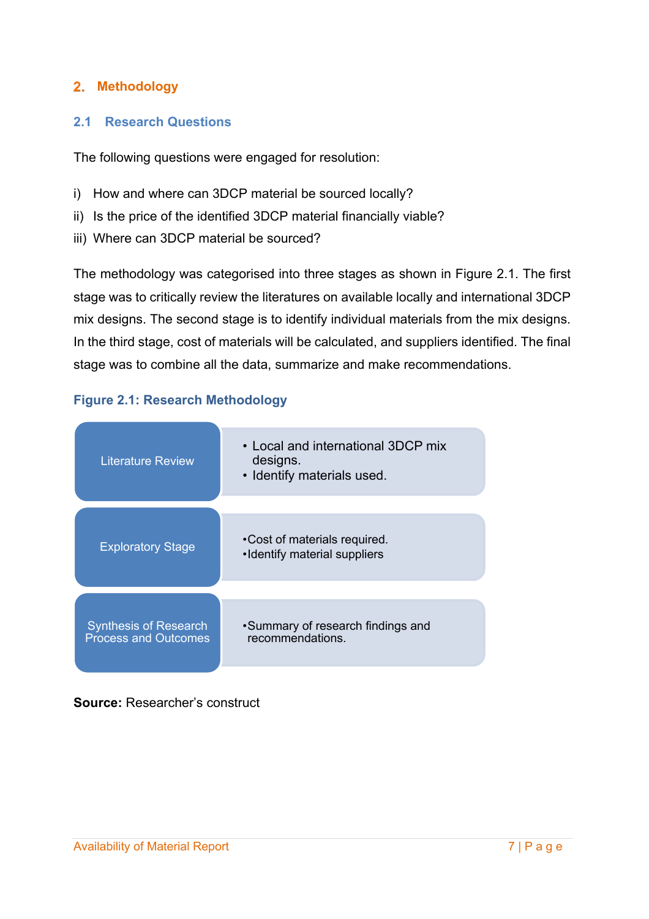# 2. Methodology

## 2.1 Research Questions

The following questions were engaged for resolution:

i) How and where can 3DCP material be sourced locally?
ii) Is the price of the identified 3DCP material financially viable?
iii) Where can 3DCP material be sourced?

The methodology was categorised into three stages as shown in Figure 2.1. The first stage was to critically review the literatures on available locally and international 3DCP mix designs. The second stage is to identify individual materials from the mix designs. In the third stage, cost of materials will be calculated, and suppliers identified. The final stage was to combine all the data, summarize and make recommendations.

**Figure 2.1: Research Methodology**

| Stage | Description |
| --- | --- |
| Literature Review | • Local and international 3DCP mix designs.<br>• Identify materials used. |
| Exploratory Stage | •Cost of materials required.<br>•Identify material suppliers |
| Synthesis of Research Process and Outcomes | •Summary of research findings and recommendations. |

**Source:** Researcher's construct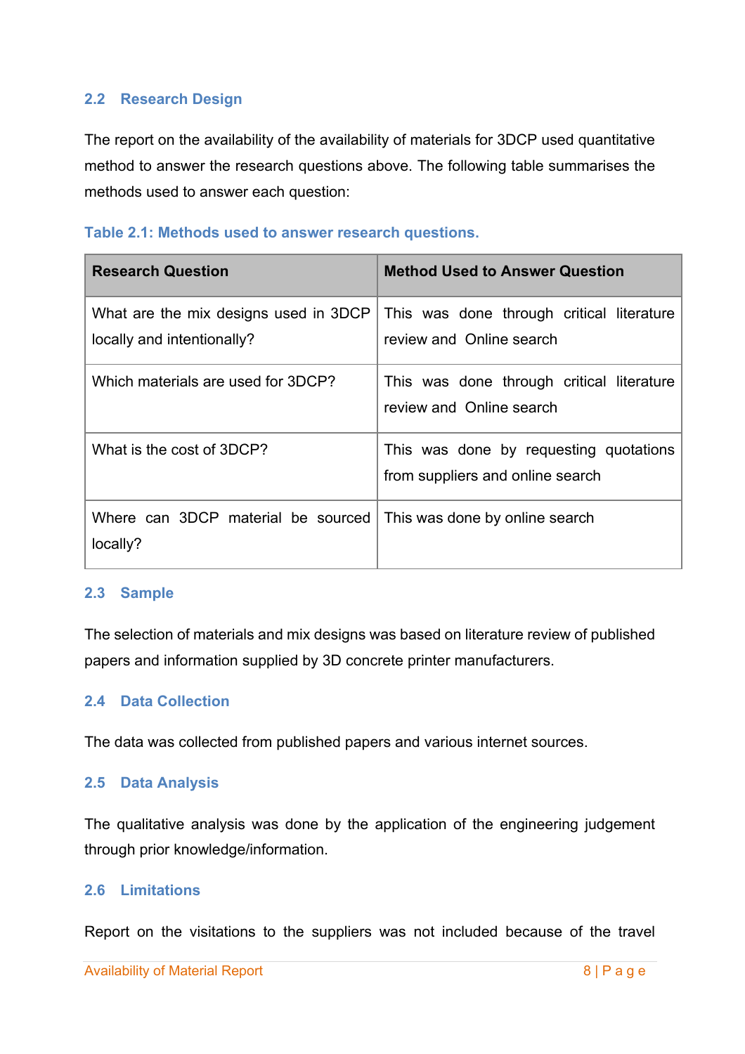## 2.2 Research Design

The report on the availability of the availability of materials for 3DCP used quantitative method to answer the research questions above. The following table summarises the methods used to answer each question:

**Table 2.1: Methods used to answer research questions.**

| Research Question | Method Used to Answer Question |
|---|---|
| What are the mix designs used in 3DCP locally and intentionally? | This was done through critical literature review and Online search |
| Which materials are used for 3DCP? | This was done through critical literature review and Online search |
| What is the cost of 3DCP? | This was done by requesting quotations from suppliers and online search |
| Where can 3DCP material be sourced locally? | This was done by online search |

## 2.3 Sample

The selection of materials and mix designs was based on literature review of published papers and information supplied by 3D concrete printer manufacturers.

## 2.4 Data Collection

The data was collected from published papers and various internet sources.

## 2.5 Data Analysis

The qualitative analysis was done by the application of the engineering judgement through prior knowledge/information.

## 2.6 Limitations

Report on the visitations to the suppliers was not included because of the travel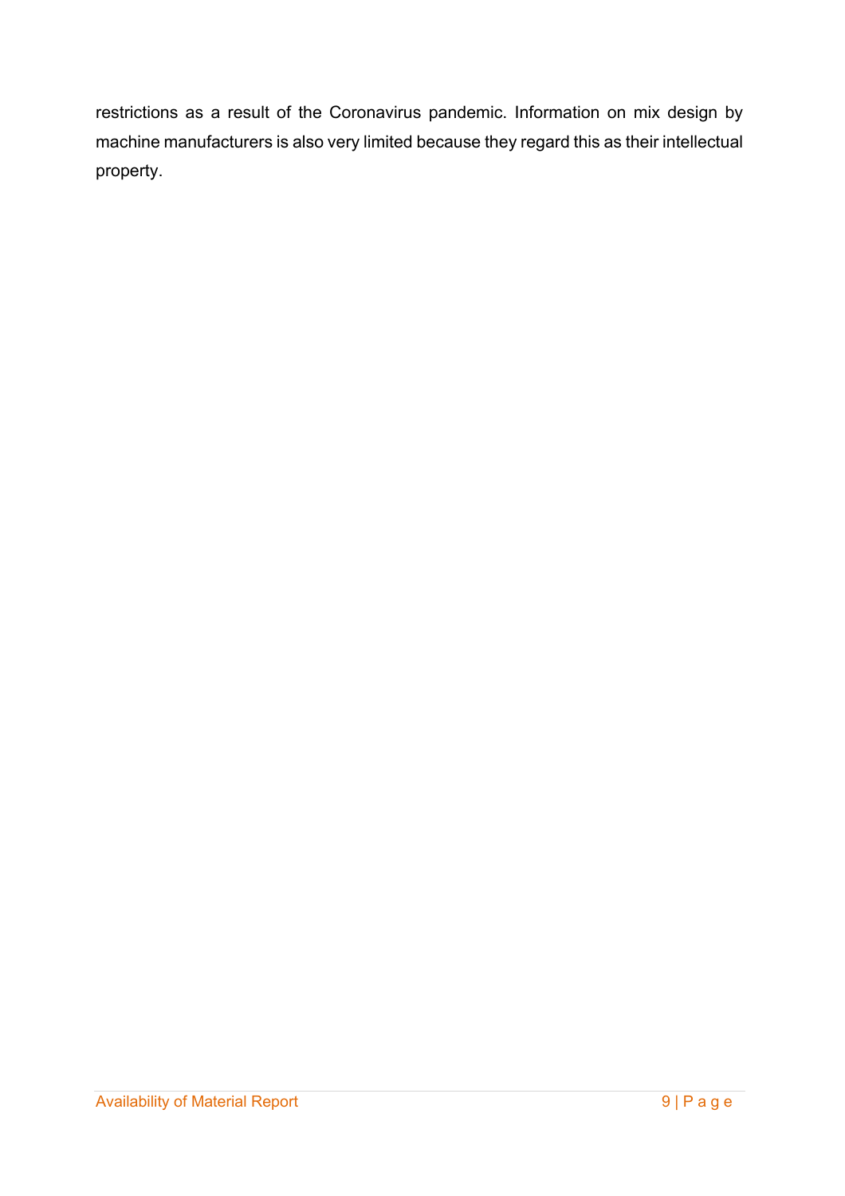restrictions as a result of the Coronavirus pandemic. Information on mix design by machine manufacturers is also very limited because they regard this as their intellectual property.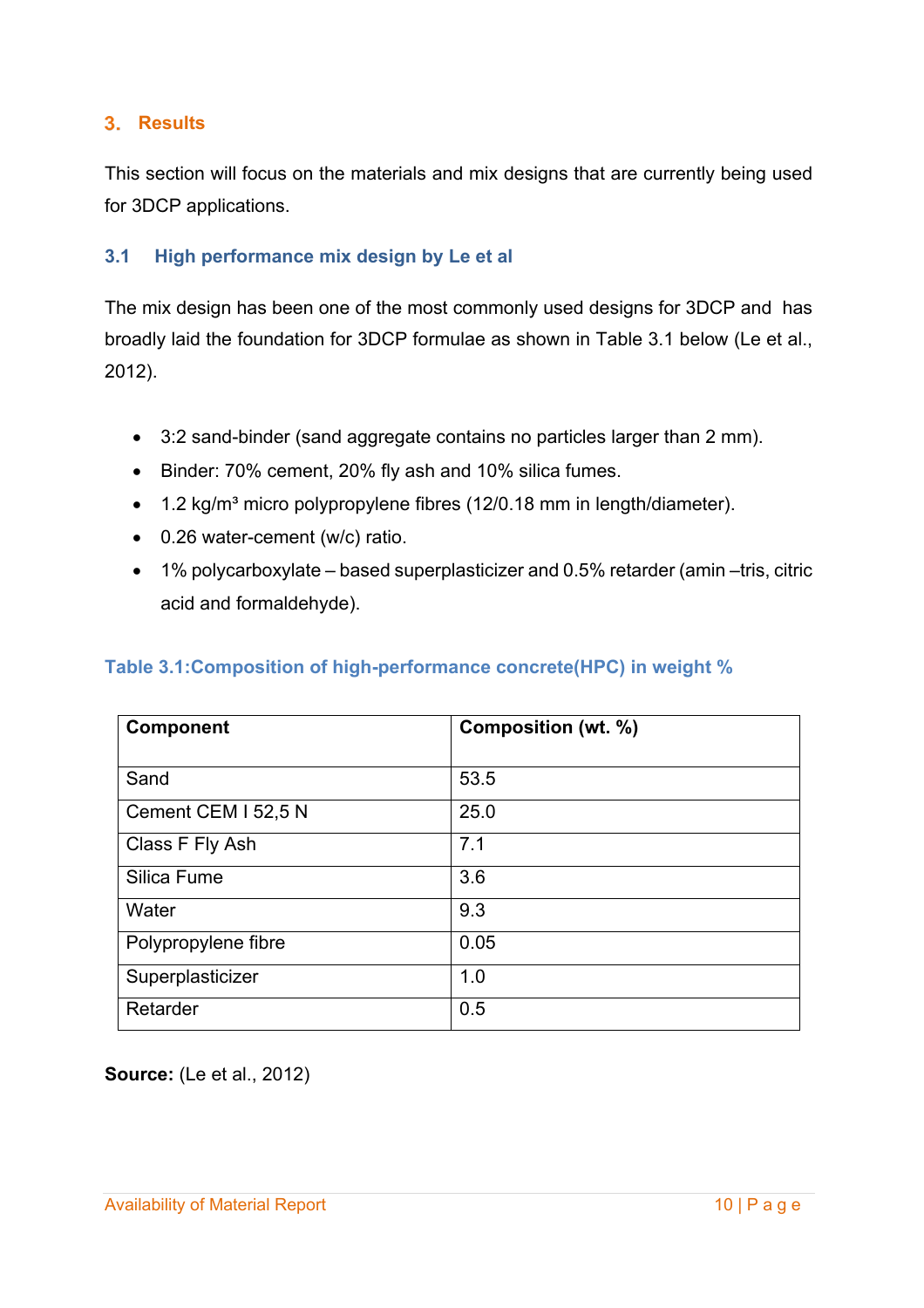## 3. Results

This section will focus on the materials and mix designs that are currently being used for 3DCP applications.

### 3.1 High performance mix design by Le et al

The mix design has been one of the most commonly used designs for 3DCP and has broadly laid the foundation for 3DCP formulae as shown in Table 3.1 below (Le et al., 2012).

- 3:2 sand-binder (sand aggregate contains no particles larger than 2 mm).
- Binder: 70% cement, 20% fly ash and 10% silica fumes.
- 1.2 kg/m³ micro polypropylene fibres (12/0.18 mm in length/diameter).
- 0.26 water-cement (w/c) ratio.
- 1% polycarboxylate – based superplasticizer and 0.5% retarder (amin –tris, citric acid and formaldehyde).

**Table 3.1:Composition of high-performance concrete(HPC) in weight %**

| Component | Composition (wt. %) |
|---|---|
| Sand | 53.5 |
| Cement CEM I 52,5 N | 25.0 |
| Class F Fly Ash | 7.1 |
| Silica Fume | 3.6 |
| Water | 9.3 |
| Polypropylene fibre | 0.05 |
| Superplasticizer | 1.0 |
| Retarder | 0.5 |

**Source:** (Le et al., 2012)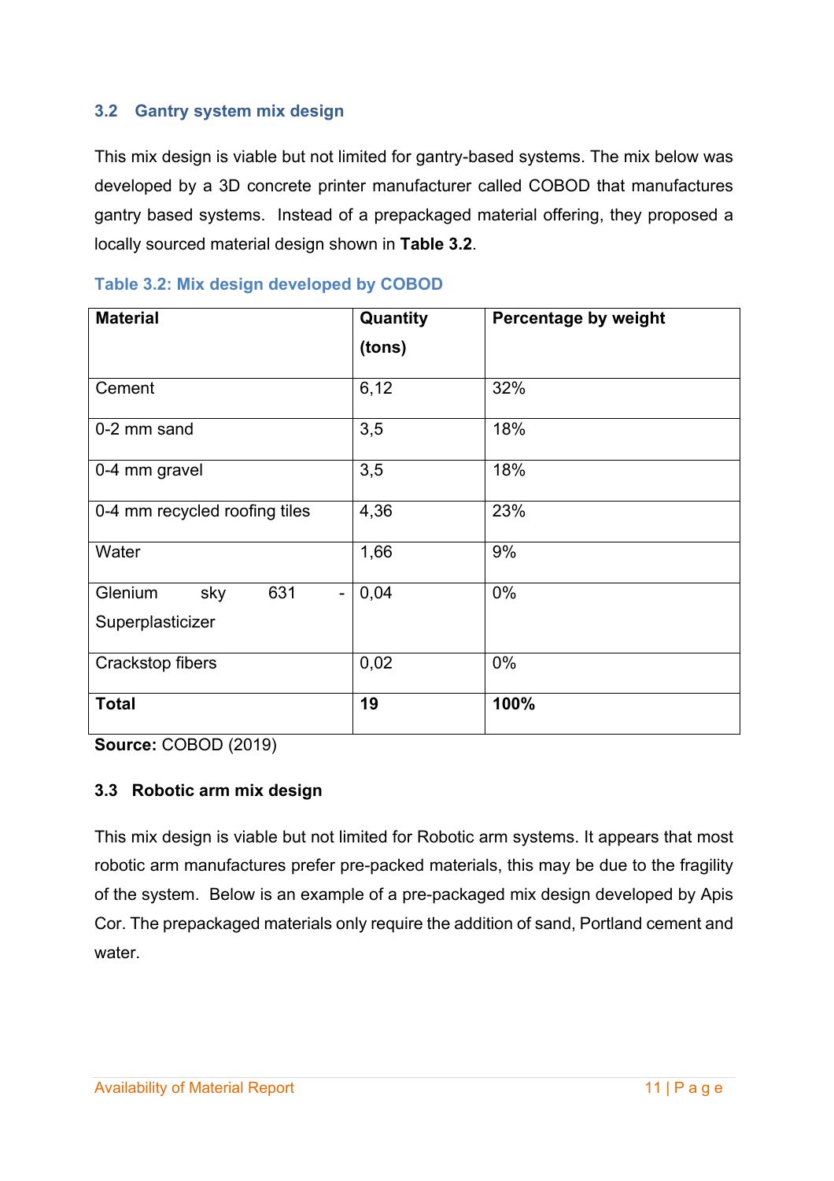## 3.2 Gantry system mix design

This mix design is viable but not limited for gantry-based systems. The mix below was developed by a 3D concrete printer manufacturer called COBOD that manufactures gantry based systems. Instead of a prepackaged material offering, they proposed a locally sourced material design shown in **Table 3.2**.

**Table 3.2: Mix design developed by COBOD**

| Material | Quantity (tons) | Percentage by weight |
|---|---|---|
| Cement | 6,12 | 32% |
| 0-2 mm sand | 3,5 | 18% |
| 0-4 mm gravel | 3,5 | 18% |
| 0-4 mm recycled roofing tiles | 4,36 | 23% |
| Water | 1,66 | 9% |
| Glenium sky 631 - Superplasticizer | 0,04 | 0% |
| Crackstop fibers | 0,02 | 0% |
| **Total** | **19** | **100%** |

**Source:** COBOD (2019)

## 3.3 Robotic arm mix design

This mix design is viable but not limited for Robotic arm systems. It appears that most robotic arm manufactures prefer pre-packed materials, this may be due to the fragility of the system. Below is an example of a pre-packaged mix design developed by Apis Cor. The prepackaged materials only require the addition of sand, Portland cement and water.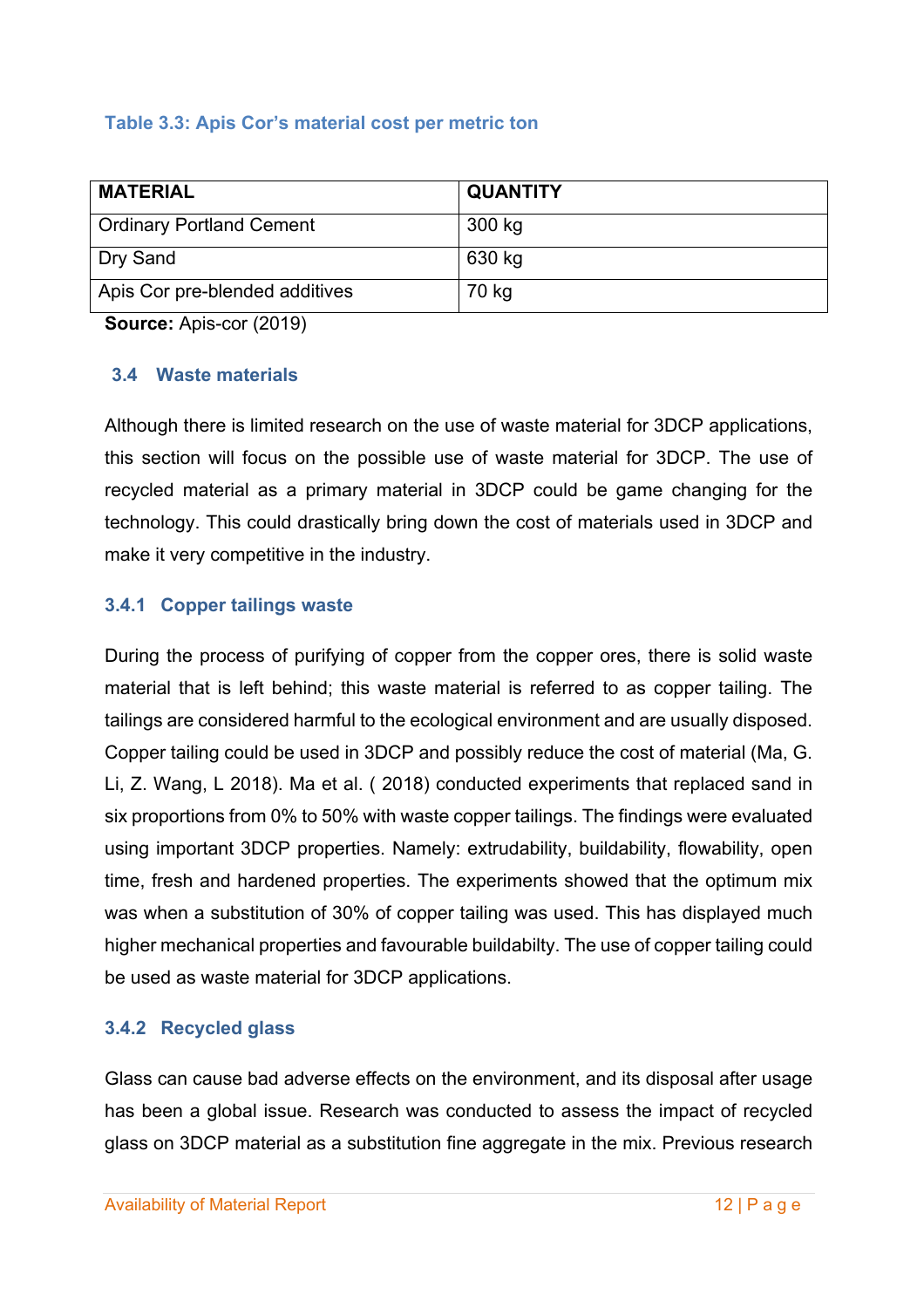**Table 3.3: Apis Cor's material cost per metric ton**

| MATERIAL | QUANTITY |
|---|---|
| Ordinary Portland Cement | 300 kg |
| Dry Sand | 630 kg |
| Apis Cor pre-blended additives | 70 kg |

**Source:** Apis-cor (2019)

## 3.4 Waste materials

Although there is limited research on the use of waste material for 3DCP applications, this section will focus on the possible use of waste material for 3DCP. The use of recycled material as a primary material in 3DCP could be game changing for the technology. This could drastically bring down the cost of materials used in 3DCP and make it very competitive in the industry.

### 3.4.1 Copper tailings waste

During the process of purifying of copper from the copper ores, there is solid waste material that is left behind; this waste material is referred to as copper tailing. The tailings are considered harmful to the ecological environment and are usually disposed. Copper tailing could be used in 3DCP and possibly reduce the cost of material (Ma, G. Li, Z. Wang, L 2018). Ma et al. ( 2018) conducted experiments that replaced sand in six proportions from 0% to 50% with waste copper tailings. The findings were evaluated using important 3DCP properties. Namely: extrudability, buildability, flowability, open time, fresh and hardened properties. The experiments showed that the optimum mix was when a substitution of 30% of copper tailing was used. This has displayed much higher mechanical properties and favourable buildabilty. The use of copper tailing could be used as waste material for 3DCP applications.

### 3.4.2 Recycled glass

Glass can cause bad adverse effects on the environment, and its disposal after usage has been a global issue. Research was conducted to assess the impact of recycled glass on 3DCP material as a substitution fine aggregate in the mix. Previous research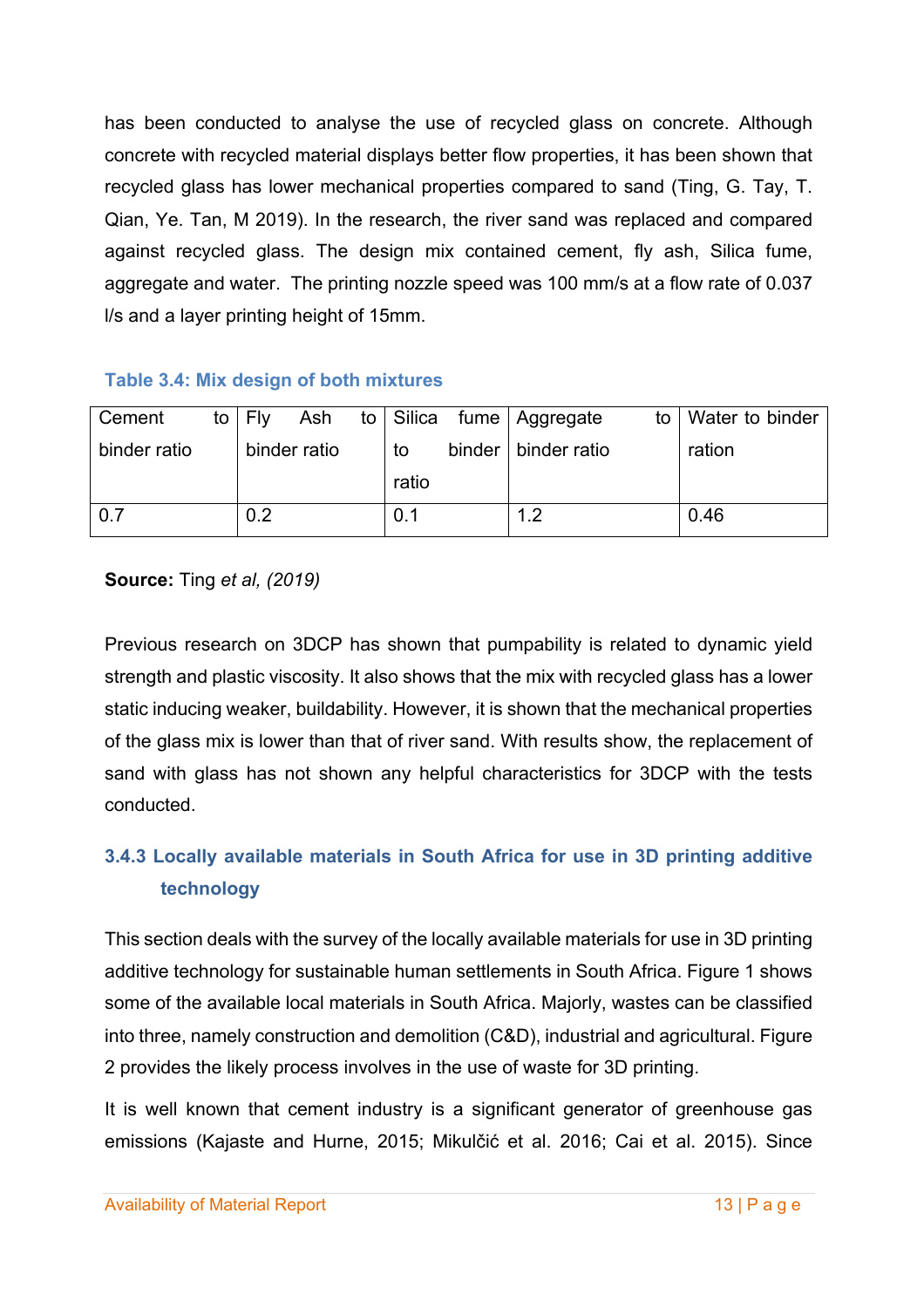has been conducted to analyse the use of recycled glass on concrete. Although concrete with recycled material displays better flow properties, it has been shown that recycled glass has lower mechanical properties compared to sand (Ting, G. Tay, T. Qian, Ye. Tan, M 2019). In the research, the river sand was replaced and compared against recycled glass. The design mix contained cement, fly ash, Silica fume, aggregate and water. The printing nozzle speed was 100 mm/s at a flow rate of 0.037 l/s and a layer printing height of 15mm.

**Table 3.4: Mix design of both mixtures**

| Cement to binder ratio | Fly Ash to binder ratio | Silica fume to binder ratio | Aggregate to binder ratio | Water to binder ration |
|---|---|---|---|---|
| 0.7 | 0.2 | 0.1 | 1.2 | 0.46 |

**Source:** Ting *et al, (2019)*

Previous research on 3DCP has shown that pumpability is related to dynamic yield strength and plastic viscosity. It also shows that the mix with recycled glass has a lower static inducing weaker, buildability. However, it is shown that the mechanical properties of the glass mix is lower than that of river sand. With results show, the replacement of sand with glass has not shown any helpful characteristics for 3DCP with the tests conducted.

### 3.4.3 Locally available materials in South Africa for use in 3D printing additive technology

This section deals with the survey of the locally available materials for use in 3D printing additive technology for sustainable human settlements in South Africa. Figure 1 shows some of the available local materials in South Africa. Majorly, wastes can be classified into three, namely construction and demolition (C&D), industrial and agricultural. Figure 2 provides the likely process involves in the use of waste for 3D printing.

It is well known that cement industry is a significant generator of greenhouse gas emissions (Kajaste and Hurne, 2015; Mikulčić et al. 2016; Cai et al. 2015). Since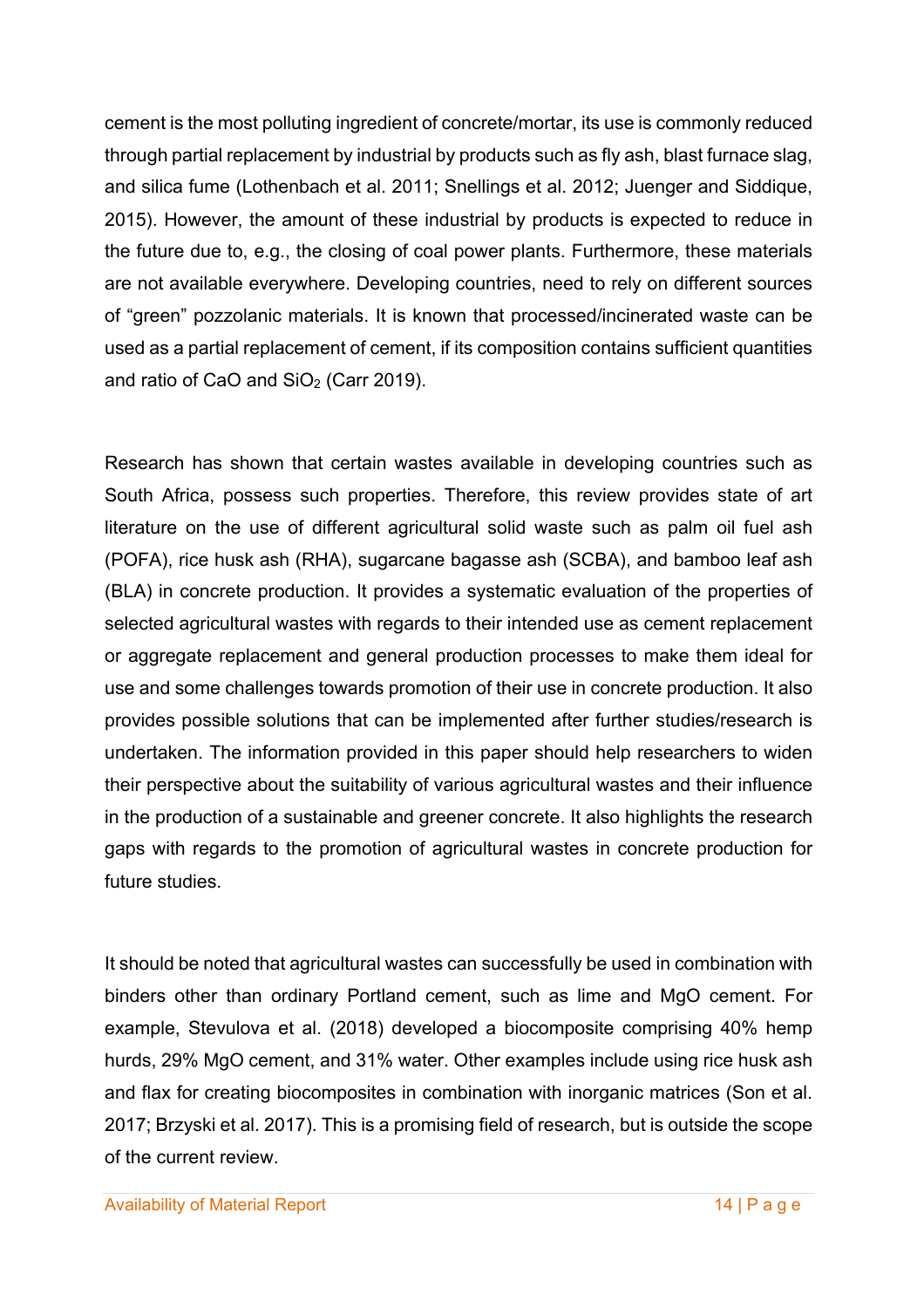cement is the most polluting ingredient of concrete/mortar, its use is commonly reduced through partial replacement by industrial by products such as fly ash, blast furnace slag, and silica fume (Lothenbach et al. 2011; Snellings et al. 2012; Juenger and Siddique, 2015). However, the amount of these industrial by products is expected to reduce in the future due to, e.g., the closing of coal power plants. Furthermore, these materials are not available everywhere. Developing countries, need to rely on different sources of "green" pozzolanic materials. It is known that processed/incinerated waste can be used as a partial replacement of cement, if its composition contains sufficient quantities and ratio of CaO and $SiO_2$ (Carr 2019).

Research has shown that certain wastes available in developing countries such as South Africa, possess such properties. Therefore, this review provides state of art literature on the use of different agricultural solid waste such as palm oil fuel ash (POFA), rice husk ash (RHA), sugarcane bagasse ash (SCBA), and bamboo leaf ash (BLA) in concrete production. It provides a systematic evaluation of the properties of selected agricultural wastes with regards to their intended use as cement replacement or aggregate replacement and general production processes to make them ideal for use and some challenges towards promotion of their use in concrete production. It also provides possible solutions that can be implemented after further studies/research is undertaken. The information provided in this paper should help researchers to widen their perspective about the suitability of various agricultural wastes and their influence in the production of a sustainable and greener concrete. It also highlights the research gaps with regards to the promotion of agricultural wastes in concrete production for future studies.

It should be noted that agricultural wastes can successfully be used in combination with binders other than ordinary Portland cement, such as lime and MgO cement. For example, Stevulova et al. (2018) developed a biocomposite comprising 40% hemp hurds, 29% MgO cement, and 31% water. Other examples include using rice husk ash and flax for creating biocomposites in combination with inorganic matrices (Son et al. 2017; Brzyski et al. 2017). This is a promising field of research, but is outside the scope of the current review.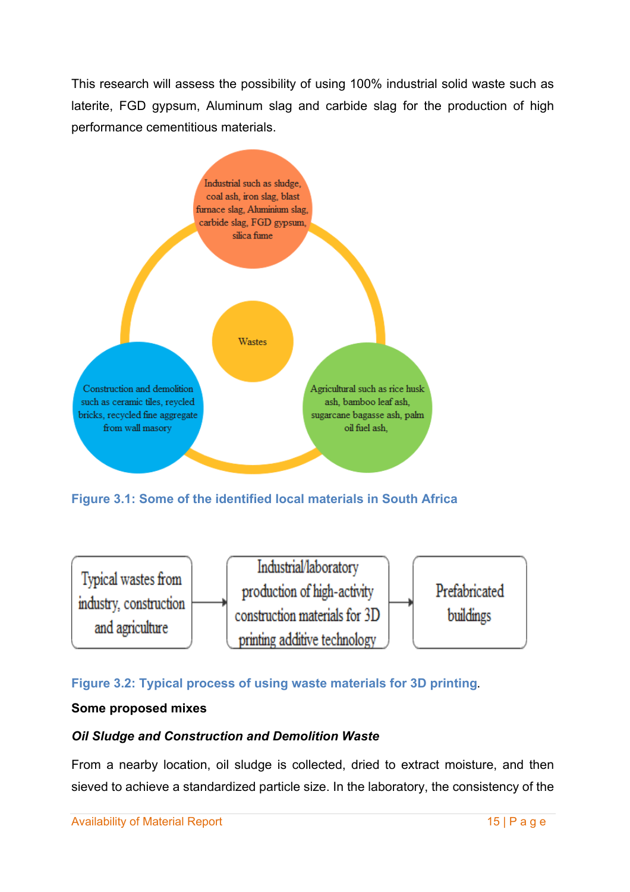This research will assess the possibility of using 100% industrial solid waste such as laterite, FGD gypsum, Aluminum slag and carbide slag for the production of high performance cementitious materials.

Industrial such as sludge, coal ash, iron slag, blast furnace slag, Aluminium slag, carbide slag, FGD gypsum, silica fume

Wastes

Construction and demolition such as ceramic tiles, reycled bricks, recycled fine aggregate from wall masory

Agricultural such as rice husk ash, bamboo leaf ash, sugarcane bagasse ash, palm oil fuel ash,

**Figure 3.1: Some of the identified local materials in South Africa**

Typical wastes from industry, construction and agriculture → Industrial/laboratory production of high-activity construction materials for 3D printing additive technology → Prefabricated buildings

**Figure 3.2: Typical process of using waste materials for 3D printing**.

**Some proposed mixes**

***Oil Sludge and Construction and Demolition Waste***

From a nearby location, oil sludge is collected, dried to extract moisture, and then sieved to achieve a standardized particle size. In the laboratory, the consistency of the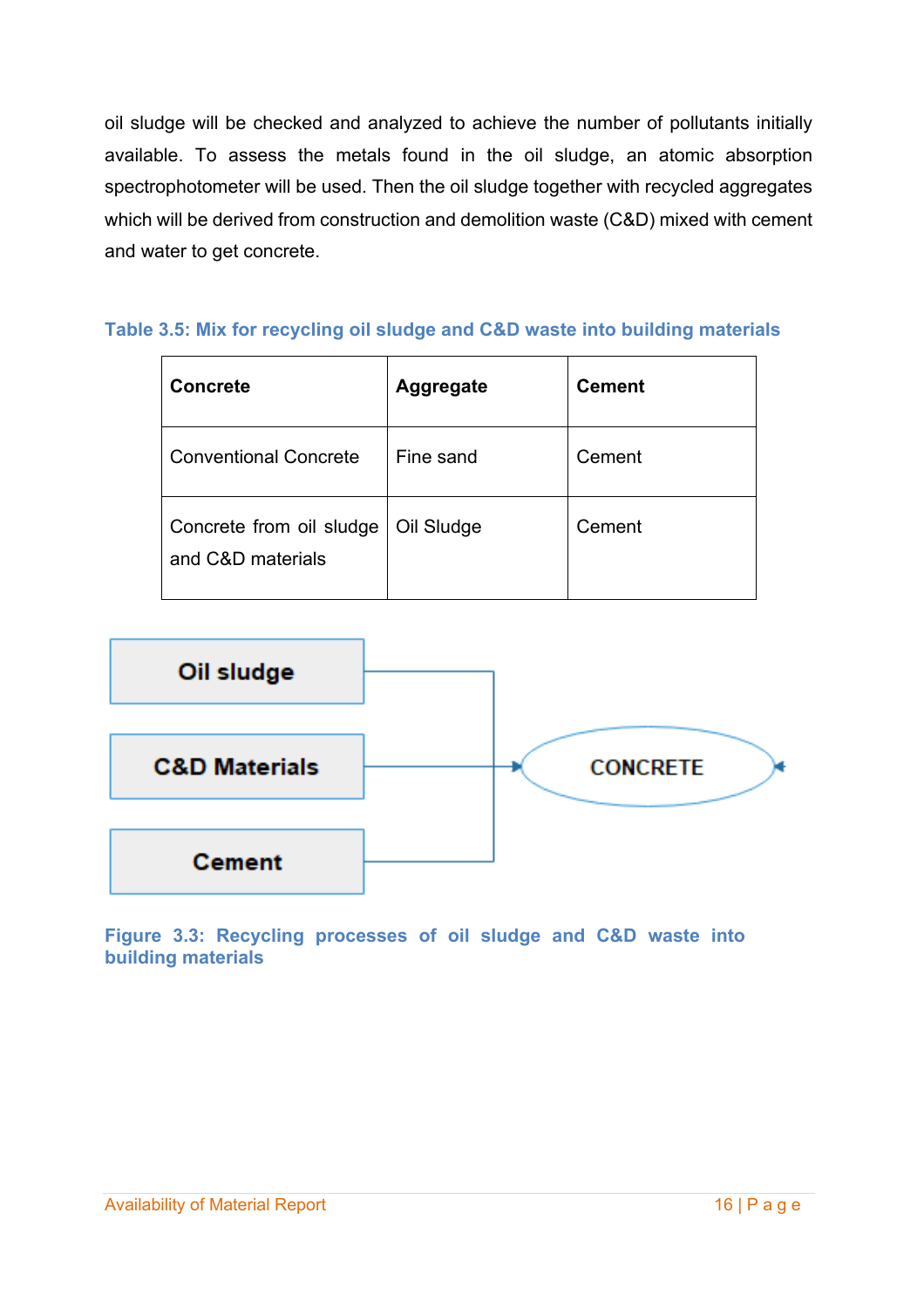oil sludge will be checked and analyzed to achieve the number of pollutants initially available. To assess the metals found in the oil sludge, an atomic absorption spectrophotometer will be used. Then the oil sludge together with recycled aggregates which will be derived from construction and demolition waste (C&D) mixed with cement and water to get concrete.

**Table 3.5: Mix for recycling oil sludge and C&D waste into building materials**

| Concrete | Aggregate | Cement |
|---|---|---|
| Conventional Concrete | Fine sand | Cement |
| Concrete from oil sludge and C&D materials | Oil Sludge | Cement |

Oil sludge

C&D Materials

Cement

CONCRETE

**Figure 3.3: Recycling processes of oil sludge and C&D waste into building materials**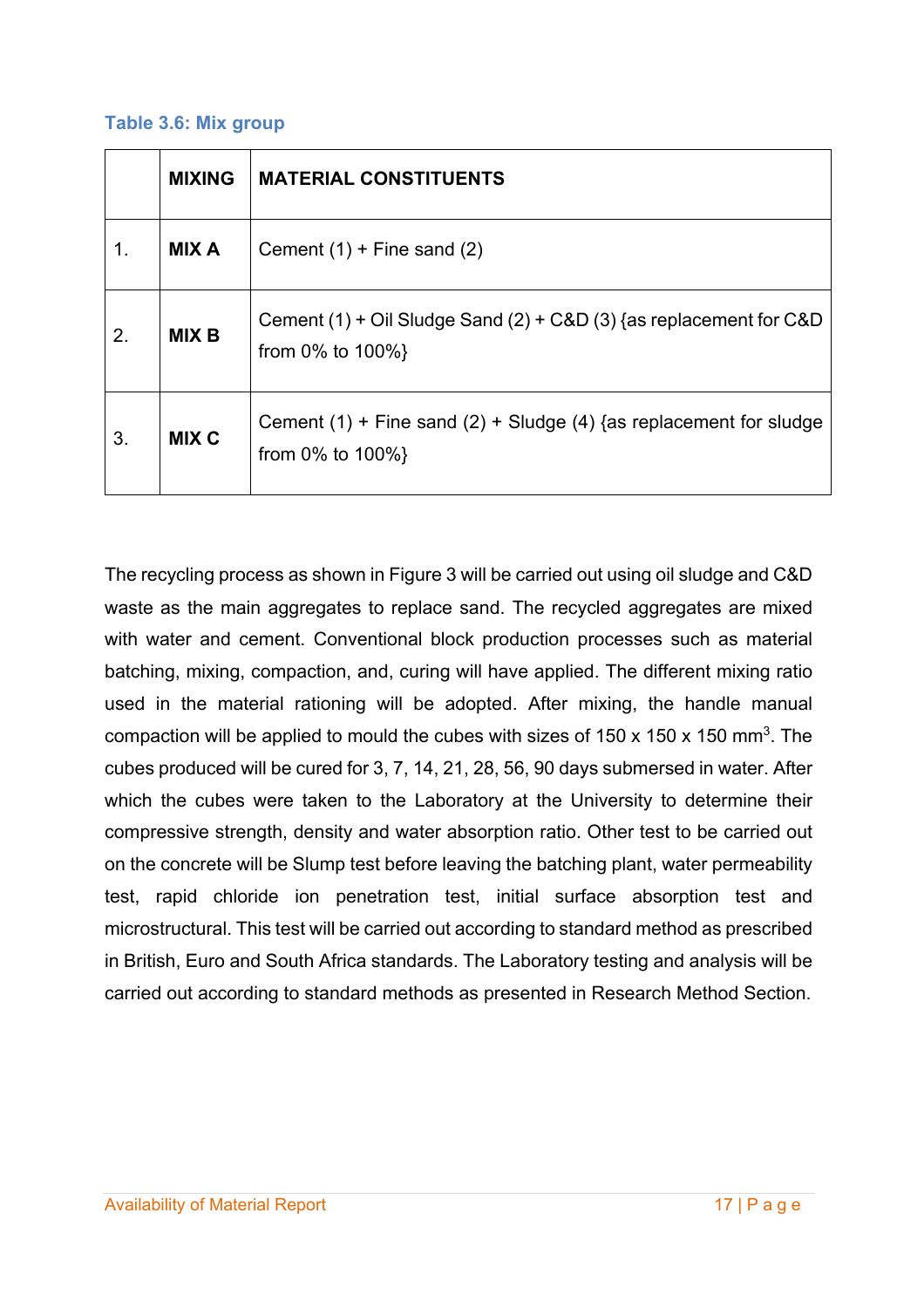**Table 3.6: Mix group**

| | MIXING | MATERIAL CONSTITUENTS |
|---|---|---|
| 1. | **MIX A** | Cement (1) + Fine sand (2) |
| 2. | **MIX B** | Cement (1) + Oil Sludge Sand (2) + C&D (3) {as replacement for C&D from 0% to 100%} |
| 3. | **MIX C** | Cement (1) + Fine sand (2) + Sludge (4) {as replacement for sludge from 0% to 100%} |

The recycling process as shown in Figure 3 will be carried out using oil sludge and C&D waste as the main aggregates to replace sand. The recycled aggregates are mixed with water and cement. Conventional block production processes such as material batching, mixing, compaction, and, curing will have applied. The different mixing ratio used in the material rationing will be adopted. After mixing, the handle manual compaction will be applied to mould the cubes with sizes of 150 x 150 x 150 $mm^3$. The cubes produced will be cured for 3, 7, 14, 21, 28, 56, 90 days submersed in water. After which the cubes were taken to the Laboratory at the University to determine their compressive strength, density and water absorption ratio. Other test to be carried out on the concrete will be Slump test before leaving the batching plant, water permeability test, rapid chloride ion penetration test, initial surface absorption test and microstructural. This test will be carried out according to standard method as prescribed in British, Euro and South Africa standards. The Laboratory testing and analysis will be carried out according to standard methods as presented in Research Method Section.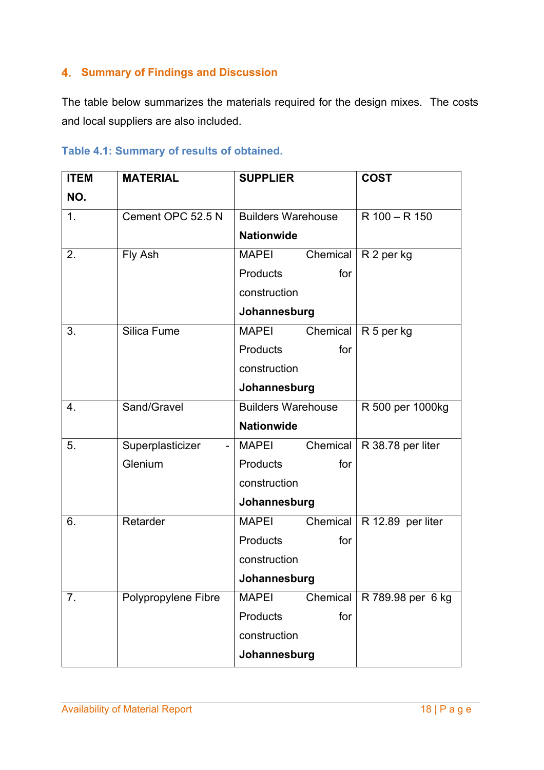## 4. Summary of Findings and Discussion

The table below summarizes the materials required for the design mixes. The costs and local suppliers are also included.

**Table 4.1: Summary of results of obtained.**

| ITEM NO. | MATERIAL | SUPPLIER | COST |
|---|---|---|---|
| 1. | Cement OPC 52.5 N | Builders Warehouse **Nationwide** | R 100 – R 150 |
| 2. | Fly Ash | MAPEI Chemical Products for construction **Johannesburg** | R 2 per kg |
| 3. | Silica Fume | MAPEI Chemical Products for construction **Johannesburg** | R 5 per kg |
| 4. | Sand/Gravel | Builders Warehouse **Nationwide** | R 500 per 1000kg |
| 5. | Superplasticizer - Glenium | MAPEI Chemical Products for construction **Johannesburg** | R 38.78 per liter |
| 6. | Retarder | MAPEI Chemical Products for construction **Johannesburg** | R 12.89 per liter |
| 7. | Polypropylene Fibre | MAPEI Chemical Products for construction **Johannesburg** | R 789.98 per 6 kg |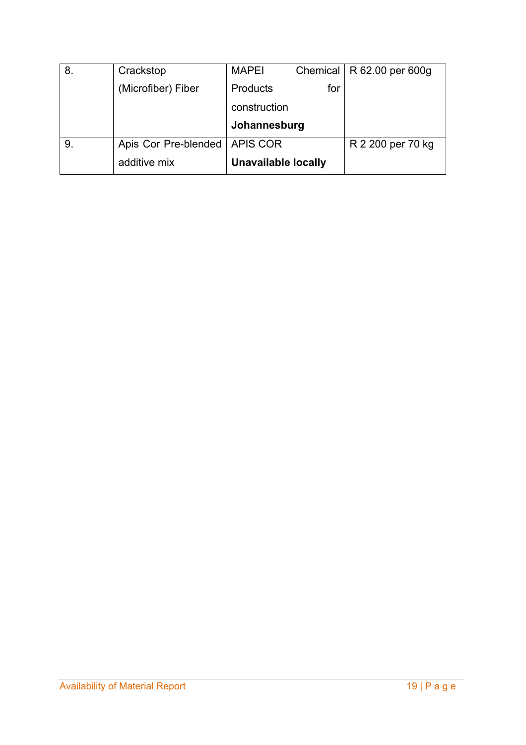| | | | |
|---|---|---|---|
| 8. | Crackstop (Microfiber) Fiber | MAPEI Chemical Products for construction **Johannesburg** | R 62.00 per 600g |
| 9. | Apis Cor Pre-blended additive mix | APIS COR **Unavailable locally** | R 2 200 per 70 kg |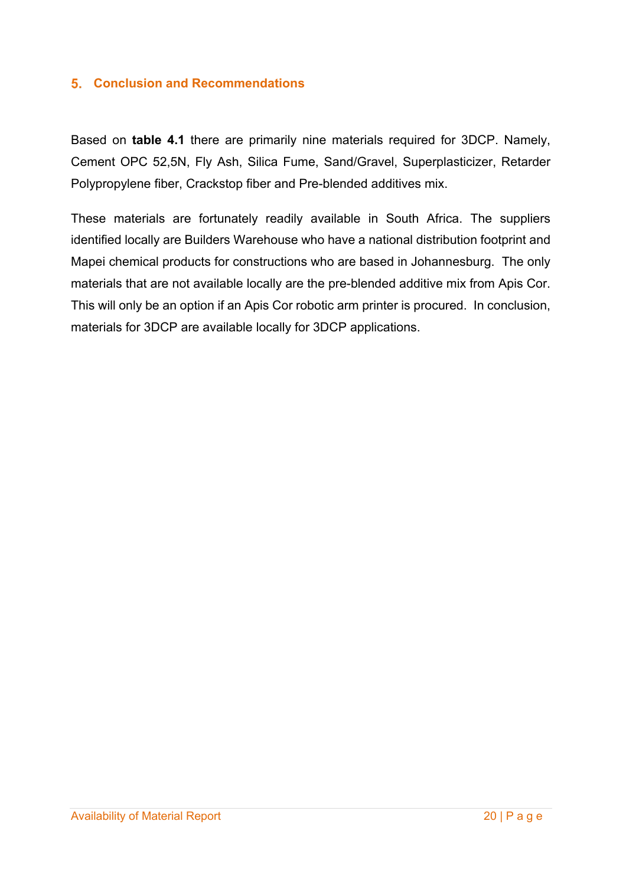## 5. Conclusion and Recommendations

Based on **table 4.1** there are primarily nine materials required for 3DCP. Namely, Cement OPC 52,5N, Fly Ash, Silica Fume, Sand/Gravel, Superplasticizer, Retarder Polypropylene fiber, Crackstop fiber and Pre-blended additives mix.

These materials are fortunately readily available in South Africa. The suppliers identified locally are Builders Warehouse who have a national distribution footprint and Mapei chemical products for constructions who are based in Johannesburg. The only materials that are not available locally are the pre-blended additive mix from Apis Cor. This will only be an option if an Apis Cor robotic arm printer is procured. In conclusion, materials for 3DCP are available locally for 3DCP applications.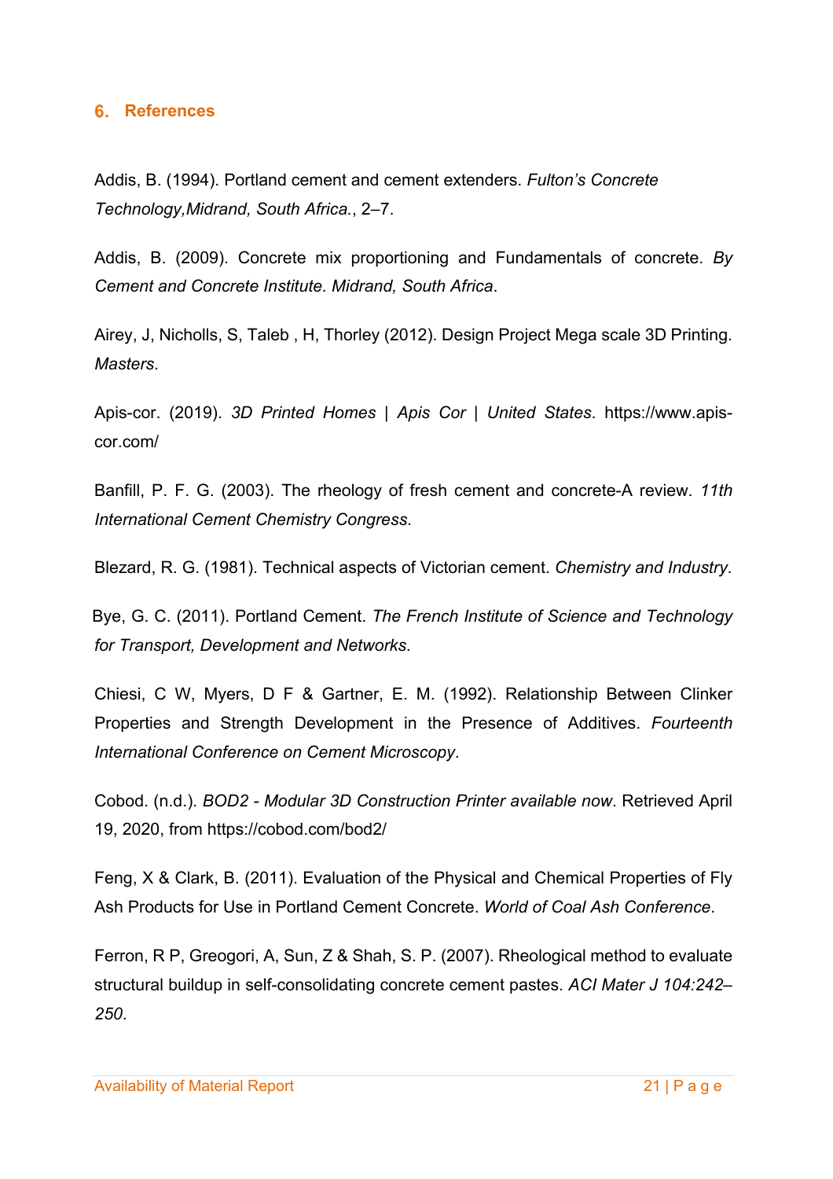## 6. References

Addis, B. (1994). Portland cement and cement extenders. *Fulton's Concrete Technology,Midrand, South Africa.*, 2–7.

Addis, B. (2009). Concrete mix proportioning and Fundamentals of concrete. *By Cement and Concrete Institute. Midrand, South Africa*.

Airey, J, Nicholls, S, Taleb , H, Thorley (2012). Design Project Mega scale 3D Printing. *Masters*.

Apis-cor. (2019). *3D Printed Homes | Apis Cor | United States*. https://www.apis-cor.com/

Banfill, P. F. G. (2003). The rheology of fresh cement and concrete-A review. *11th International Cement Chemistry Congress*.

Blezard, R. G. (1981). Technical aspects of Victorian cement. *Chemistry and Industry*.

Bye, G. C. (2011). Portland Cement. *The French Institute of Science and Technology for Transport, Development and Networks*.

Chiesi, C W, Myers, D F & Gartner, E. M. (1992). Relationship Between Clinker Properties and Strength Development in the Presence of Additives. *Fourteenth International Conference on Cement Microscopy*.

Cobod. (n.d.). *BOD2 - Modular 3D Construction Printer available now*. Retrieved April 19, 2020, from https://cobod.com/bod2/

Feng, X & Clark, B. (2011). Evaluation of the Physical and Chemical Properties of Fly Ash Products for Use in Portland Cement Concrete. *World of Coal Ash Conference*.

Ferron, R P, Greogori, A, Sun, Z & Shah, S. P. (2007). Rheological method to evaluate structural buildup in self-consolidating concrete cement pastes. *ACI Mater J 104:242–250*.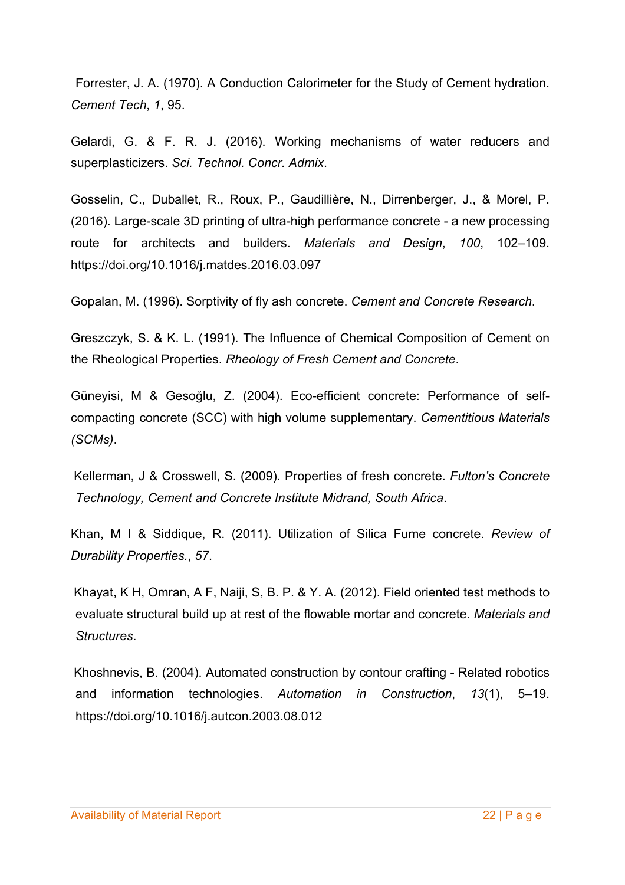Forrester, J. A. (1970). A Conduction Calorimeter for the Study of Cement hydration. *Cement Tech*, *1*, 95.

Gelardi, G. & F. R. J. (2016). Working mechanisms of water reducers and superplasticizers. *Sci. Technol. Concr. Admix*.

Gosselin, C., Duballet, R., Roux, P., Gaudillière, N., Dirrenberger, J., & Morel, P. (2016). Large-scale 3D printing of ultra-high performance concrete - a new processing route for architects and builders. *Materials and Design*, *100*, 102–109. https://doi.org/10.1016/j.matdes.2016.03.097

Gopalan, M. (1996). Sorptivity of fly ash concrete. *Cement and Concrete Research*.

Greszczyk, S. & K. L. (1991). The Influence of Chemical Composition of Cement on the Rheological Properties. *Rheology of Fresh Cement and Concrete*.

Güneyisi, M & Gesoğlu, Z. (2004). Eco-efficient concrete: Performance of self-compacting concrete (SCC) with high volume supplementary. *Cementitious Materials (SCMs)*.

Kellerman, J & Crosswell, S. (2009). Properties of fresh concrete. *Fulton's Concrete Technology, Cement and Concrete Institute Midrand, South Africa*.

Khan, M I & Siddique, R. (2011). Utilization of Silica Fume concrete. *Review of Durability Properties.*, *57*.

Khayat, K H, Omran, A F, Naiji, S, B. P. & Y. A. (2012). Field oriented test methods to evaluate structural build up at rest of the flowable mortar and concrete. *Materials and Structures*.

Khoshnevis, B. (2004). Automated construction by contour crafting - Related robotics and information technologies. *Automation in Construction*, *13*(1), 5–19. https://doi.org/10.1016/j.autcon.2003.08.012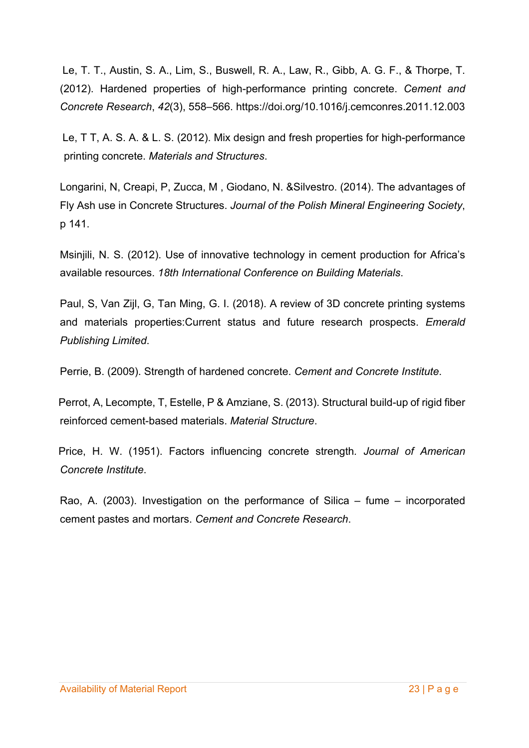Le, T. T., Austin, S. A., Lim, S., Buswell, R. A., Law, R., Gibb, A. G. F., & Thorpe, T. (2012). Hardened properties of high-performance printing concrete. *Cement and Concrete Research*, *42*(3), 558–566. https://doi.org/10.1016/j.cemconres.2011.12.003

Le, T T, A. S. A. & L. S. (2012). Mix design and fresh properties for high-performance printing concrete. *Materials and Structures*.

Longarini, N, Creapi, P, Zucca, M , Giodano, N. &Silvestro. (2014). The advantages of Fly Ash use in Concrete Structures. *Journal of the Polish Mineral Engineering Society*, p 141.

Msinjili, N. S. (2012). Use of innovative technology in cement production for Africa's available resources. *18th International Conference on Building Materials*.

Paul, S, Van Zijl, G, Tan Ming, G. I. (2018). A review of 3D concrete printing systems and materials properties:Current status and future research prospects. *Emerald Publishing Limited*.

Perrie, B. (2009). Strength of hardened concrete. *Cement and Concrete Institute*.

Perrot, A, Lecompte, T, Estelle, P & Amziane, S. (2013). Structural build-up of rigid fiber reinforced cement-based materials. *Material Structure*.

Price, H. W. (1951). Factors influencing concrete strength. *Journal of American Concrete Institute*.

Rao, A. (2003). Investigation on the performance of Silica – fume – incorporated cement pastes and mortars. *Cement and Concrete Research*.